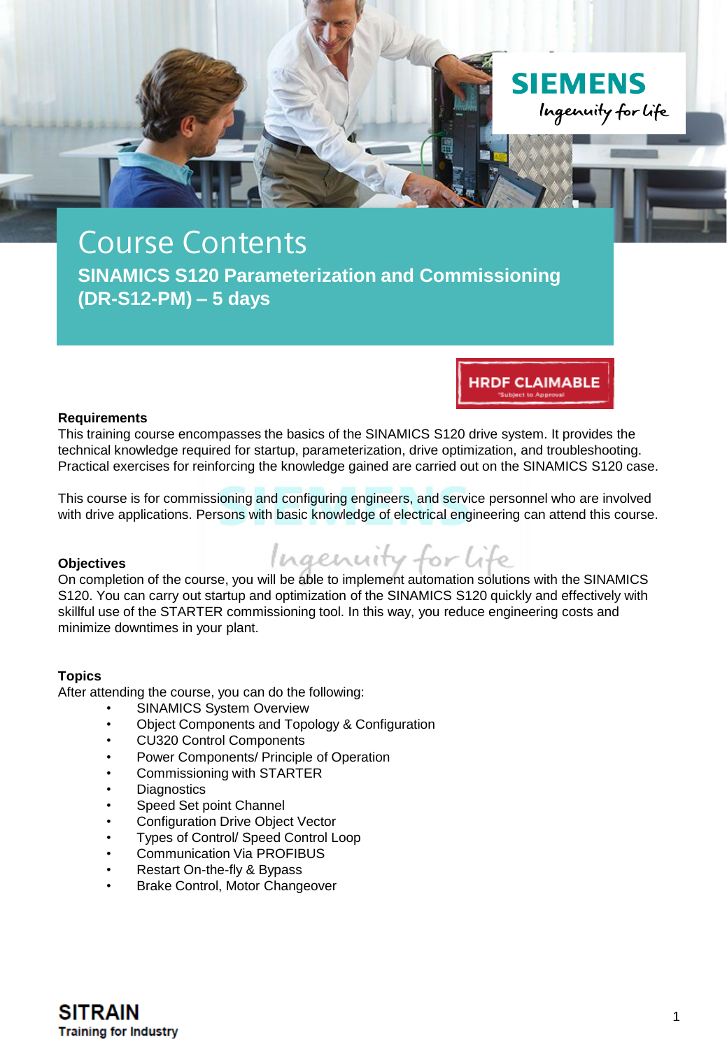# Course Contents

## SINAMICS S120 Parameterization and Commissioning (DR-S12-PM) – 5 days

HRDF CLAIMABLE
*Subject to Approval

**Requirements**

This training course encompasses the basics of the SINAMICS S120 drive system. It provides the technical knowledge required for startup, parameterization, drive optimization, and troubleshooting. Practical exercises for reinforcing the knowledge gained are carried out on the SINAMICS S120 case.

This course is for commissioning and configuring engineers, and service personnel who are involved with drive applications. Persons with basic knowledge of electrical engineering can attend this course.

**Objectives**

On completion of the course, you will be able to implement automation solutions with the SINAMICS S120. You can carry out startup and optimization of the SINAMICS S120 quickly and effectively with skillful use of the STARTER commissioning tool. In this way, you reduce engineering costs and minimize downtimes in your plant.

**Topics**

After attending the course, you can do the following:

- SINAMICS System Overview
- Object Components and Topology & Configuration
- CU320 Control Components
- Power Components/ Principle of Operation
- Commissioning with STARTER
- Diagnostics
- Speed Set point Channel
- Configuration Drive Object Vector
- Types of Control/ Speed Control Loop
- Communication Via PROFIBUS
- Restart On-the-fly & Bypass
- Brake Control, Motor Changeover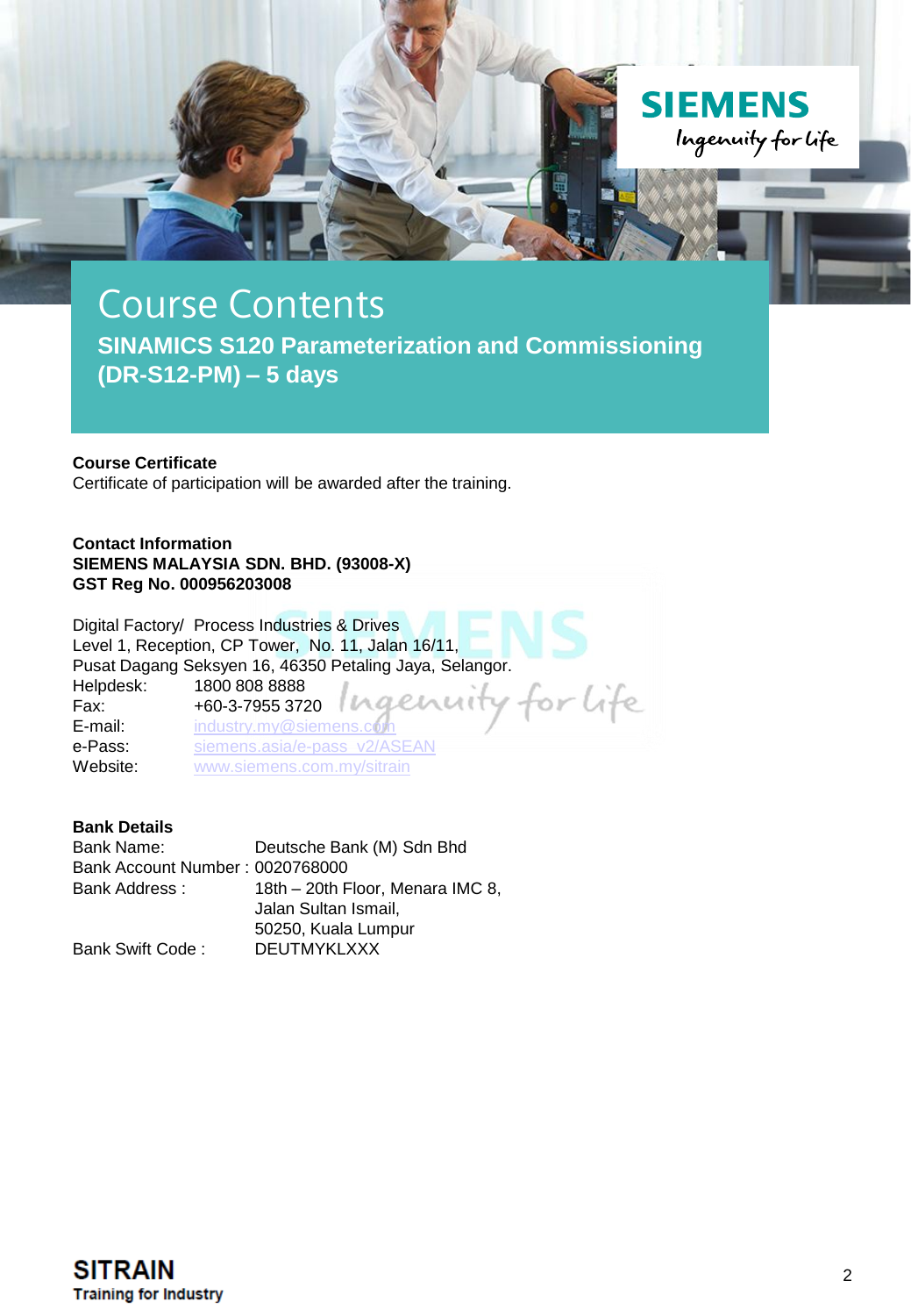# Course Contents

## SINAMICS S120 Parameterization and Commissioning (DR-S12-PM) – 5 days

**Course Certificate**

Certificate of participation will be awarded after the training.

**Contact Information**

**SIEMENS MALAYSIA SDN. BHD. (93008-X)**
**GST Reg No. 000956203008**

Digital Factory/ Process Industries & Drives
Level 1, Reception, CP Tower, No. 11, Jalan 16/11,
Pusat Dagang Seksyen 16, 46350 Petaling Jaya, Selangor.

| | |
|---|---|
| Helpdesk: | 1800 808 8888 |
| Fax: | +60-3-7955 3720 |
| E-mail: | industry.my@siemens.com |
| e-Pass: | siemens.asia/e-pass_v2/ASEAN |
| Website: | www.siemens.com.my/sitrain |

**Bank Details**

| | |
|---|---|
| Bank Name: | Deutsche Bank (M) Sdn Bhd |
| Bank Account Number : | 0020768000 |
| Bank Address : | 18th – 20th Floor, Menara IMC 8, Jalan Sultan Ismail, 50250, Kuala Lumpur |
| Bank Swift Code : | DEUTMYKLXXX |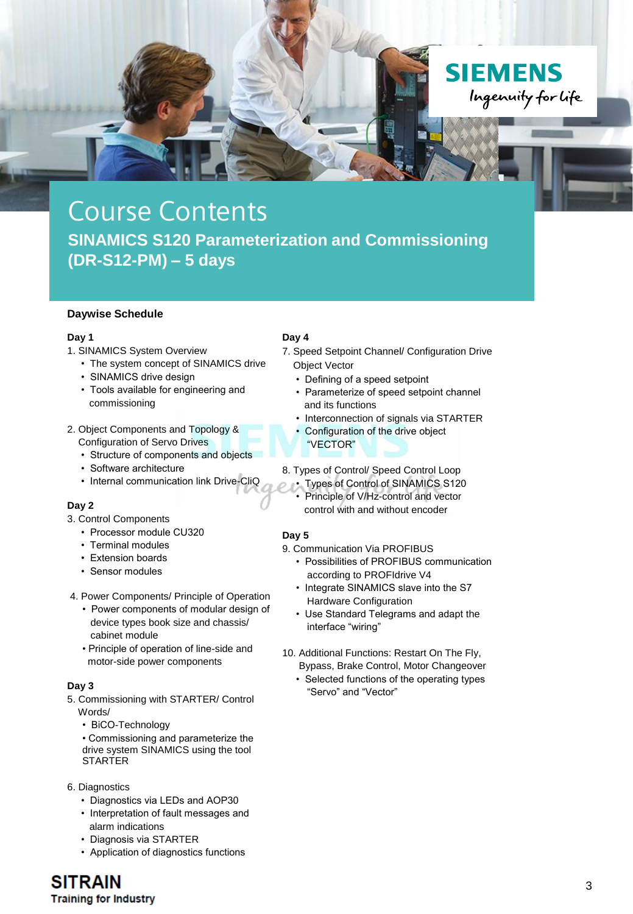# Course Contents

## SINAMICS S120 Parameterization and Commissioning (DR-S12-PM) – 5 days

### Daywise Schedule

**Day 1**

1. SINAMICS System Overview
   - The system concept of SINAMICS drive
   - SINAMICS drive design
   - Tools available for engineering and commissioning

2. Object Components and Topology & Configuration of Servo Drives
   - Structure of components and objects
   - Software architecture
   - Internal communication link Drive-CliQ

**Day 2**

3. Control Components
   - Processor module CU320
   - Terminal modules
   - Extension boards
   - Sensor modules

4. Power Components/ Principle of Operation
   - Power components of modular design of device types book size and chassis/ cabinet module
   - Principle of operation of line-side and motor-side power components

**Day 3**

5. Commissioning with STARTER/ Control Words/
   - BiCO-Technology
   - Commissioning and parameterize the drive system SINAMICS using the tool STARTER

6. Diagnostics
   - Diagnostics via LEDs and AOP30
   - Interpretation of fault messages and alarm indications
   - Diagnosis via STARTER
   - Application of diagnostics functions

**Day 4**

7. Speed Setpoint Channel/ Configuration Drive Object Vector
   - Defining of a speed setpoint
   - Parameterize of speed setpoint channel and its functions
   - Interconnection of signals via STARTER
   - Configuration of the drive object "VECTOR"

8. Types of Control/ Speed Control Loop
   - Types of Control of SINAMICS S120
   - Principle of V/Hz-control and vector control with and without encoder

**Day 5**

9. Communication Via PROFIBUS
   - Possibilities of PROFIBUS communication according to PROFIdrive V4
   - Integrate SINAMICS slave into the S7 Hardware Configuration
   - Use Standard Telegrams and adapt the interface "wiring"

10. Additional Functions: Restart On The Fly, Bypass, Brake Control, Motor Changeover
    - Selected functions of the operating types "Servo" and "Vector"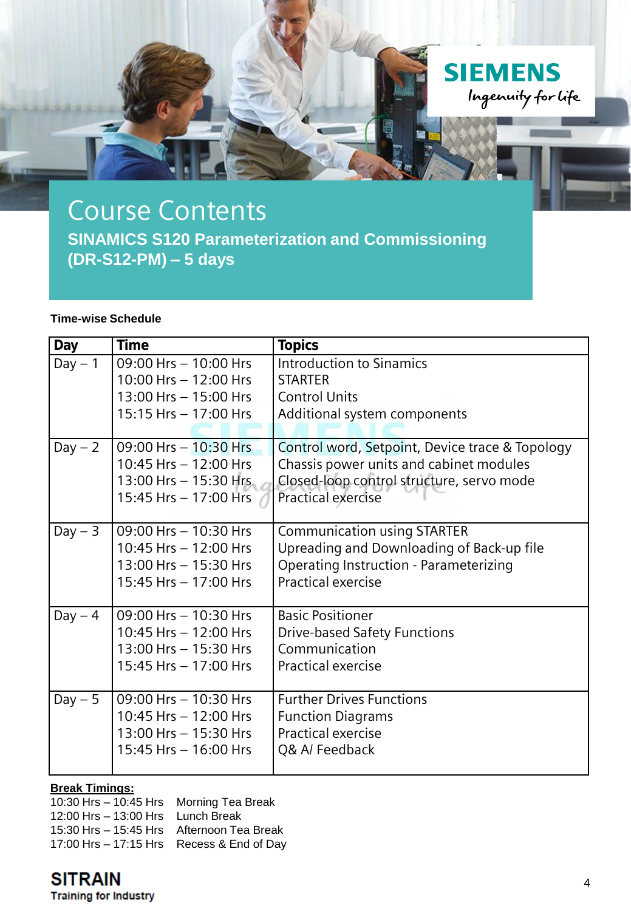# Course Contents

**SINAMICS S120 Parameterization and Commissioning (DR-S12-PM) – 5 days**

**Time-wise Schedule**

| Day | Time | Topics |
|---|---|---|
| Day – 1 | 09:00 Hrs – 10:00 Hrs<br>10:00 Hrs – 12:00 Hrs<br>13:00 Hrs – 15:00 Hrs<br>15:15 Hrs – 17:00 Hrs | Introduction to Sinamics<br>STARTER<br>Control Units<br>Additional system components |
| Day – 2 | 09:00 Hrs – 10:30 Hrs<br>10:45 Hrs – 12:00 Hrs<br>13:00 Hrs – 15:30 Hrs<br>15:45 Hrs – 17:00 Hrs | Control word, Setpoint, Device trace & Topology<br>Chassis power units and cabinet modules<br>Closed-loop control structure, servo mode<br>Practical exercise |
| Day – 3 | 09:00 Hrs – 10:30 Hrs<br>10:45 Hrs – 12:00 Hrs<br>13:00 Hrs – 15:30 Hrs<br>15:45 Hrs – 17:00 Hrs | Communication using STARTER<br>Upreading and Downloading of Back-up file<br>Operating Instruction - Parameterizing<br>Practical exercise |
| Day – 4 | 09:00 Hrs – 10:30 Hrs<br>10:45 Hrs – 12:00 Hrs<br>13:00 Hrs – 15:30 Hrs<br>15:45 Hrs – 17:00 Hrs | Basic Positioner<br>Drive-based Safety Functions<br>Communication<br>Practical exercise |
| Day – 5 | 09:00 Hrs – 10:30 Hrs<br>10:45 Hrs – 12:00 Hrs<br>13:00 Hrs – 15:30 Hrs<br>15:45 Hrs – 16:00 Hrs | Further Drives Functions<br>Function Diagrams<br>Practical exercise<br>Q& A/ Feedback |

**Break Timings:**

10:30 Hrs – 10:45 Hrs Morning Tea Break
12:00 Hrs – 13:00 Hrs Lunch Break
15:30 Hrs – 15:45 Hrs Afternoon Tea Break
17:00 Hrs – 17:15 Hrs Recess & End of Day